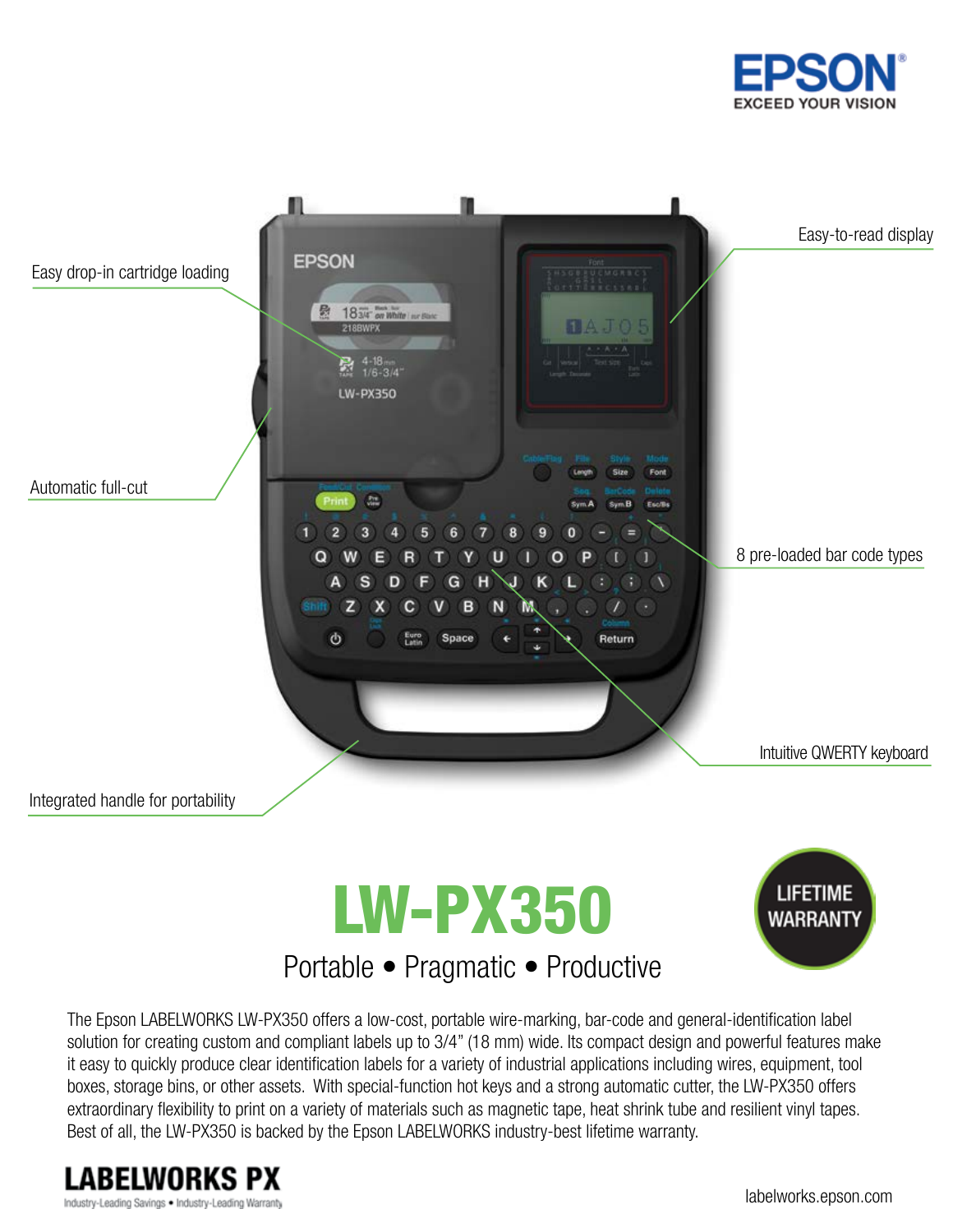EPSON

EXCEED YOUR VISION

Easy drop-in cartridge loading

Easy-to-read display

Automatic full-cut

8 pre-loaded bar code types

Intuitive QWERTY keyboard

Integrated handle for portability

# LW-PX350

## Portable • Pragmatic • Productive

LIFETIME WARRANTY

The Epson LABELWORKS LW-PX350 offers a low-cost, portable wire-marking, bar-code and general-identification label solution for creating custom and compliant labels up to 3/4" (18 mm) wide. Its compact design and powerful features make it easy to quickly produce clear identification labels for a variety of industrial applications including wires, equipment, tool boxes, storage bins, or other assets. With special-function hot keys and a strong automatic cutter, the LW-PX350 offers extraordinary flexibility to print on a variety of materials such as magnetic tape, heat shrink tube and resilient vinyl tapes. Best of all, the LW-PX350 is backed by the Epson LABELWORKS industry-best lifetime warranty.

**LABELWORKS PX**

Industry-Leading Savings • Industry-Leading Warranty

labelworks.epson.com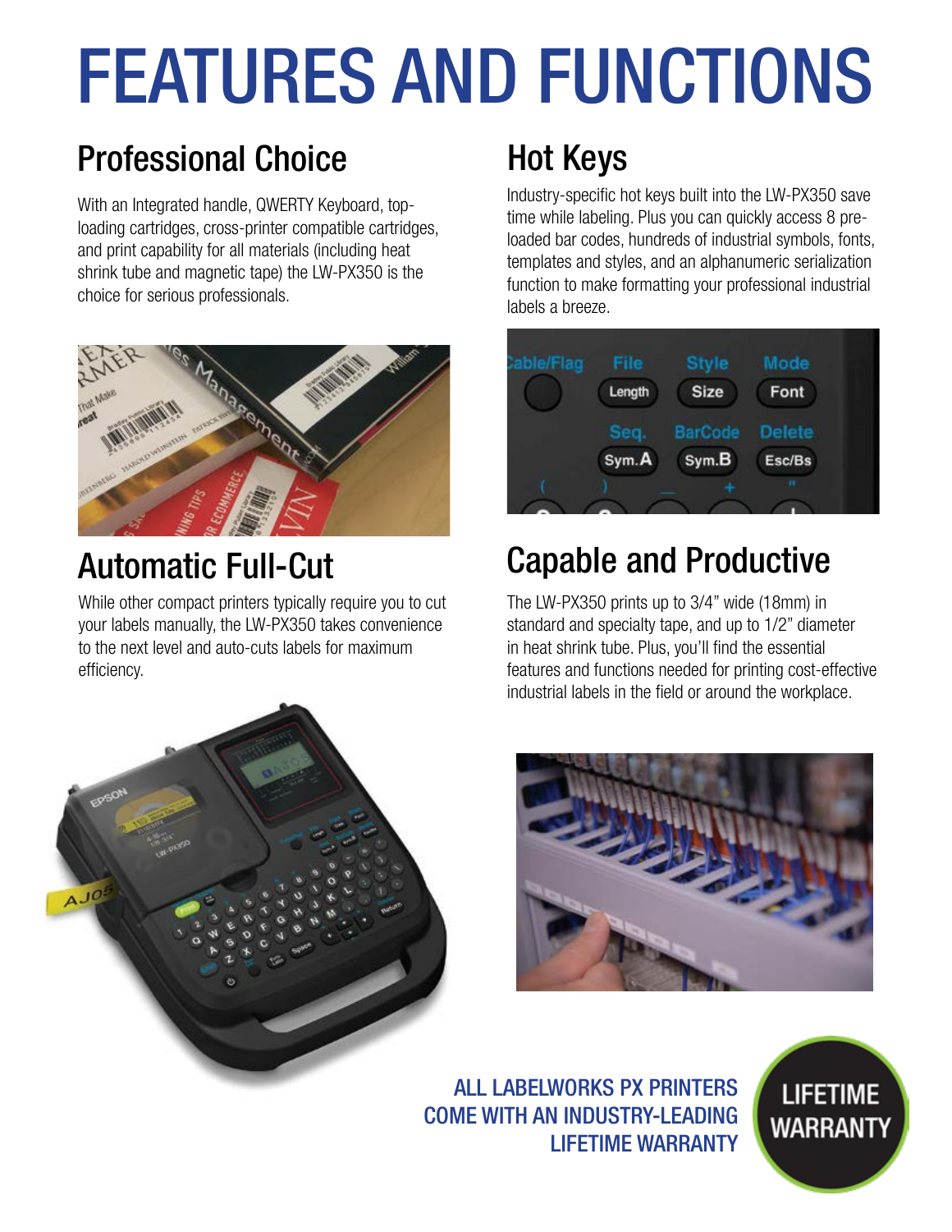# FEATURES AND FUNCTIONS

## Professional Choice

With an Integrated handle, QWERTY Keyboard, top-loading cartridges, cross-printer compatible cartridges, and print capability for all materials (including heat shrink tube and magnetic tape) the LW-PX350 is the choice for serious professionals.

## Automatic Full-Cut

While other compact printers typically require you to cut your labels manually, the LW-PX350 takes convenience to the next level and auto-cuts labels for maximum efficiency.

## Hot Keys

Industry-specific hot keys built into the LW-PX350 save time while labeling. Plus you can quickly access 8 pre-loaded bar codes, hundreds of industrial symbols, fonts, templates and styles, and an alphanumeric serialization function to make formatting your professional industrial labels a breeze.

## Capable and Productive

The LW-PX350 prints up to 3/4" wide (18mm) in standard and specialty tape, and up to 1/2" diameter in heat shrink tube. Plus, you'll find the essential features and functions needed for printing cost-effective industrial labels in the field or around the workplace.

ALL LABELWORKS PX PRINTERS COME WITH AN INDUSTRY-LEADING LIFETIME WARRANTY

LIFETIME WARRANTY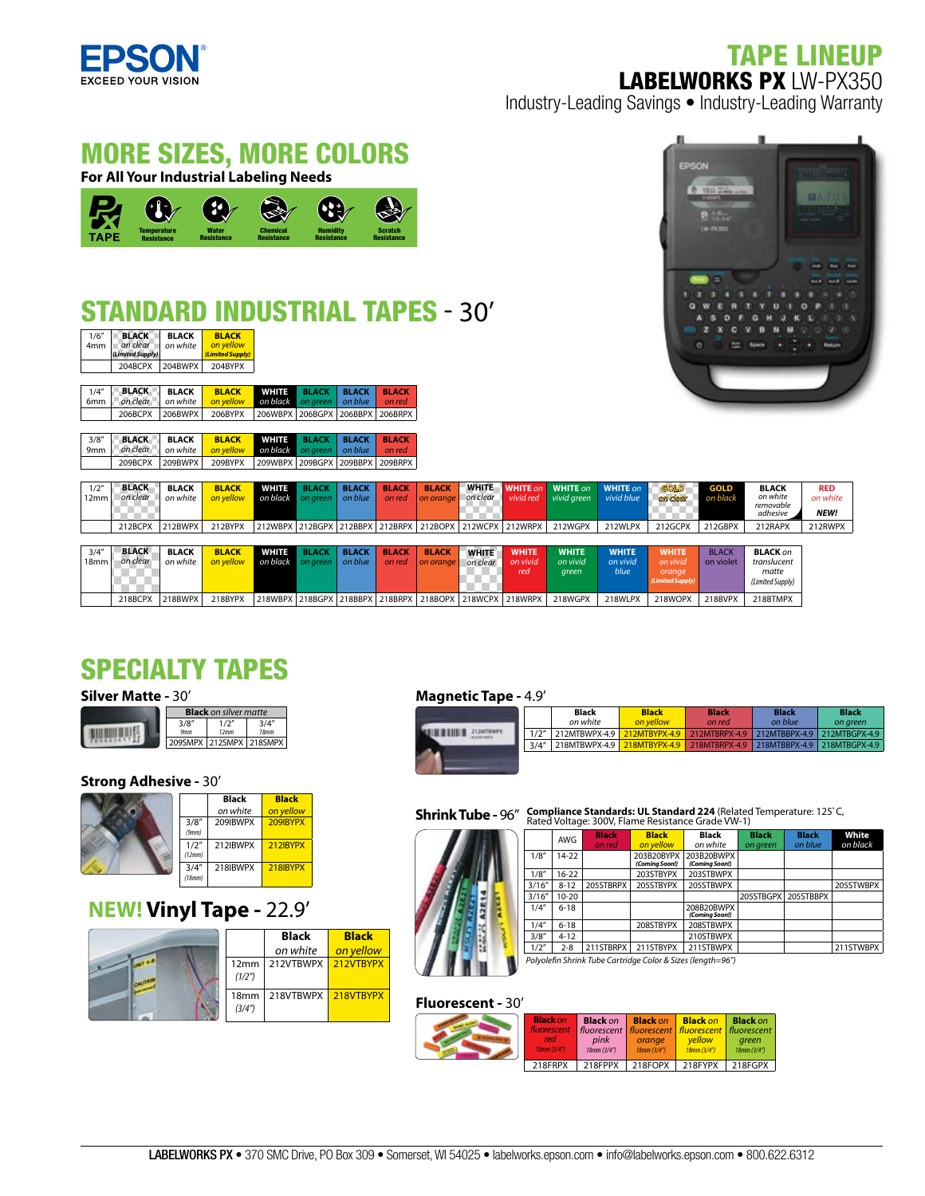# TAPE LINEUP

## LABELWORKS PX LW-PX350

Industry-Leading Savings • Industry-Leading Warranty

## MORE SIZES, MORE COLORS

**For All Your Industrial Labeling Needs**

PX TAPE: Temperature Resistance • Water Resistance • Chemical Resistance • Humidity Resistance • Scratch Resistance

## STANDARD INDUSTRIAL TAPES - 30′

| 1/6″ 4mm | BLACK on clear (Limited Supply) | BLACK on white | BLACK on yellow (Limited Supply) |
|---|---|---|---|
| | 204BCPX | 204BWPX | 204BYPX |

| 1/4″ 6mm | BLACK on clear | BLACK on white | BLACK on yellow | WHITE on black | BLACK on green | BLACK on blue | BLACK on red |
|---|---|---|---|---|---|---|---|
| | 206BCPX | 206BWPX | 206BYPX | 206WBPX | 206BGPX | 206BBPX | 206BRPX |

| 3/8″ 9mm | BLACK on clear | BLACK on white | BLACK on yellow | WHITE on black | BLACK on green | BLACK on blue | BLACK on red |
|---|---|---|---|---|---|---|---|
| | 209BCPX | 209BWPX | 209BYPX | 209WBPX | 209BGPX | 209BBPX | 209BRPX |

| 1/2″ 12mm | BLACK on clear | BLACK on white | BLACK on yellow | WHITE on black | BLACK on green | BLACK on blue | BLACK on red | BLACK on orange | WHITE on clear | WHITE on vivid red | WHITE on vivid green | WHITE on vivid blue | GOLD on clear | GOLD on black | BLACK on white removable adhesive | RED on white NEW! |
|---|---|---|---|---|---|---|---|---|---|---|---|---|---|---|---|---|
| | 212BCPX | 212BWPX | 212BYPX | 212WBPX | 212BGPX | 212BBPX | 212BRPX | 212BOPX | 212WCPX | 212WRPX | 212WGPX | 212WLPX | 212GCPX | 212GBPX | 212RAPX | 212RWPX |

| 3/4″ 18mm | BLACK on clear | BLACK on white | BLACK on yellow | WHITE on black | BLACK on green | BLACK on blue | BLACK on red | BLACK on orange | WHITE on clear | WHITE on vivid red | WHITE on vivid green | WHITE on vivid blue | WHITE on vivid orange (Limited Supply) | BLACK on violet | BLACK on translucent matte (Limited Supply) |
|---|---|---|---|---|---|---|---|---|---|---|---|---|---|---|---|
| | 218BCPX | 218BWPX | 218BYPX | 218WBPX | 218BGPX | 218BBPX | 218BRPX | 218BOPX | 218WCPX | 218WRPX | 218WGPX | 218WLPX | 218WOPX | 218BVPX | 218BTMPX |

## SPECIALTY TAPES

### Silver Matte - 30′

| Black on silver matte | | |
|---|---|---|
| 3/8″ 9mm | 1/2″ 12mm | 3/4″ 18mm |
| 209SMPX | 212SMPX | 218SMPX |

### Strong Adhesive - 30′

| | Black on white | Black on yellow |
|---|---|---|
| 3/8″ (9mm) | 209IBWPX | 209IBYPX |
| 1/2″ (12mm) | 212IBWPX | 212IBYPX |
| 3/4″ (18mm) | 218IBWPX | 218IBYPX |

### NEW! Vinyl Tape - 22.9′

| | Black on white | Black on yellow |
|---|---|---|
| 12mm (1/2″) | 212VTBWPX | 212VTBYPX |
| 18mm (3/4″) | 218VTBWPX | 218VTBYPX |

### Magnetic Tape - 4.9′

| | Black on white | Black on yellow | Black on red | Black on blue | Black on green |
|---|---|---|---|---|---|
| 1/2″ | 212MTBWPX-4.9 | 212MTBYPX-4.9 | 212MTBRPX-4.9 | 212MTBBPX-4.9 | 212MTBGPX-4.9 |
| 3/4″ | 218MTBWPX-4.9 | 218MTBYPX-4.9 | 218MTBRPX-4.9 | 218MTBBPX-4.9 | 218MTBGPX-4.9 |

### Shrink Tube - 96″

**Compliance Standards: UL Standard 224** (Related Temperature: 125°C, Rated Voltage: 300V, Flame Resistance Grade VW-1)

| | AWG | Black on red | Black on yellow | Black on white | Black on green | Black on blue | White on black |
|---|---|---|---|---|---|---|---|
| 1/8″ | 14-22 | | 203B20BYPX (Coming Soon!) | 203B20BWPX (Coming Soon!) | | | |
| 1/8″ | 16-22 | | 203STBYPX | 203STBWPX | | | |
| 3/16″ | 8-12 | 205STBRPX | 205STBYPX | 205STBWPX | | | 205STWBPX |
| 3/16″ | 10-20 | | | | 205STBGPX | 205STBBPX | |
| 1/4″ | 6-18 | | | 208B20BWPX (Coming Soon!) | | | |
| 1/4″ | 6-18 | | 208STBYPX | 208STBWPX | | | |
| 3/8″ | 4-12 | | | 210STBWPX | | | |
| 1/2″ | 2-8 | 211STBRPX | 211STBYPX | 211STBWPX | | | 211STWBPX |

*Polyolefin Shrink Tube Cartridge Color & Sizes (length=96″)*

### Fluorescent - 30′

| Black on fluorescent red 18mm (3/4″) | Black on fluorescent pink 18mm (3/4″) | Black on fluorescent orange 18mm (3/4″) | Black on fluorescent yellow 18mm (3/4″) | Black on fluorescent green 18mm (3/4″) |
|---|---|---|---|---|
| 218FRPX | 218FPPX | 218FOPX | 218FYPX | 218FGPX |

**LABELWORKS PX** • 370 SMC Drive, PO Box 309 • Somerset, WI 54025 • labelworks.epson.com • info@labelworks.epson.com • 800.622.6312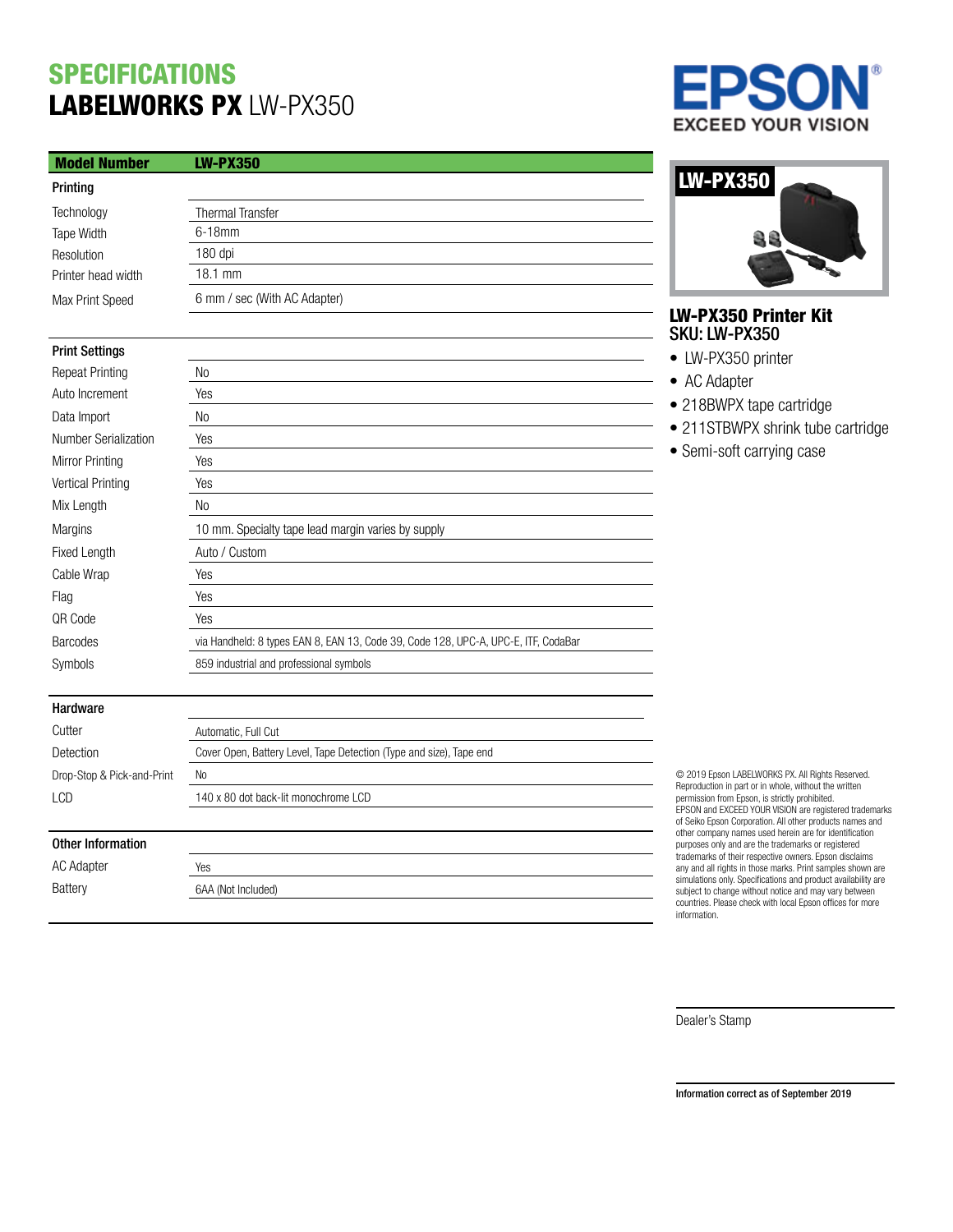# SPECIFICATIONS
## LABELWORKS PX LW-PX350

EPSON
EXCEED YOUR VISION

| Model Number | LW-PX350 |
|---|---|
| **Printing** | |
| Technology | Thermal Transfer |
| Tape Width | 6-18mm |
| Resolution | 180 dpi |
| Printer head width | 18.1 mm |
| Max Print Speed | 6 mm / sec (With AC Adapter) |
| **Print Settings** | |
| Repeat Printing | No |
| Auto Increment | Yes |
| Data Import | No |
| Number Serialization | Yes |
| Mirror Printing | Yes |
| Vertical Printing | Yes |
| Mix Length | No |
| Margins | 10 mm. Specialty tape lead margin varies by supply |
| Fixed Length | Auto / Custom |
| Cable Wrap | Yes |
| Flag | Yes |
| QR Code | Yes |
| Barcodes | via Handheld: 8 types EAN 8, EAN 13, Code 39, Code 128, UPC-A, UPC-E, ITF, CodaBar |
| Symbols | 859 industrial and professional symbols |
| **Hardware** | |
| Cutter | Automatic, Full Cut |
| Detection | Cover Open, Battery Level, Tape Detection (Type and size), Tape end |
| Drop-Stop & Pick-and-Print | No |
| LCD | 140 x 80 dot back-lit monochrome LCD |
| **Other Information** | |
| AC Adapter | Yes |
| Battery | 6AA (Not Included) |

LW-PX350

### LW-PX350 Printer Kit
### SKU: LW-PX350

- LW-PX350 printer
- AC Adapter
- 218BWPX tape cartridge
- 211STBWPX shrink tube cartridge
- Semi-soft carrying case

© 2019 Epson LABELWORKS PX. All Rights Reserved. Reproduction in part or in whole, without the written permission from Epson, is strictly prohibited. EPSON and EXCEED YOUR VISION are registered trademarks of Seiko Epson Corporation. All other products names and other company names used herein are for identification purposes only and are the trademarks or registered trademarks of their respective owners. Epson disclaims any and all rights in those marks. Print samples shown are simulations only. Specifications and product availability are subject to change without notice and may vary between countries. Please check with local Epson offices for more information.

Dealer's Stamp

**Information correct as of September 2019**